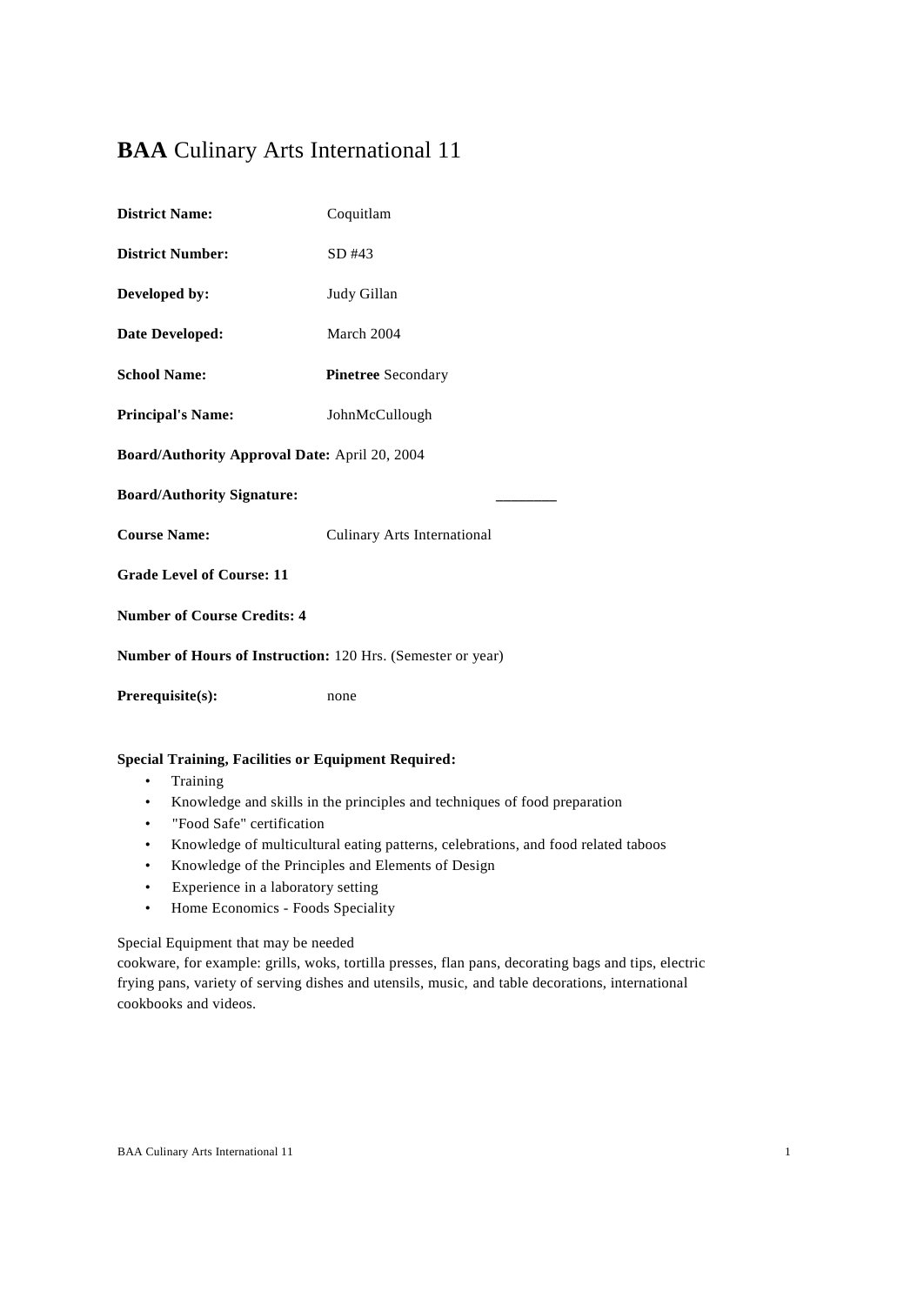# **BAA** Culinary Arts International 11

**District Name:** Coquitlam

**District Number:** SD #43

**Developed by:** Judy Gillan

**Date Developed:** March 2004

**School Name:** **Pinetree** Secondary

**Principal's Name:** JohnMcCullough

**Board/Authority Approval Date:** April 20, 2004

**Board/Authority Signature:** ________

**Course Name:** Culinary Arts International

**Grade Level of Course: 11**

**Number of Course Credits: 4**

**Number of Hours of Instruction:** 120 Hrs. (Semester or year)

**Prerequisite(s):** none

**Special Training, Facilities or Equipment Required:**

- Training
- Knowledge and skills in the principles and techniques of food preparation
- "Food Safe" certification
- Knowledge of multicultural eating patterns, celebrations, and food related taboos
- Knowledge of the Principles and Elements of Design
- Experience in a laboratory setting
- Home Economics - Foods Speciality

Special Equipment that may be needed
cookware, for example: grills, woks, tortilla presses, flan pans, decorating bags and tips, electric frying pans, variety of serving dishes and utensils, music, and table decorations, international cookbooks and videos.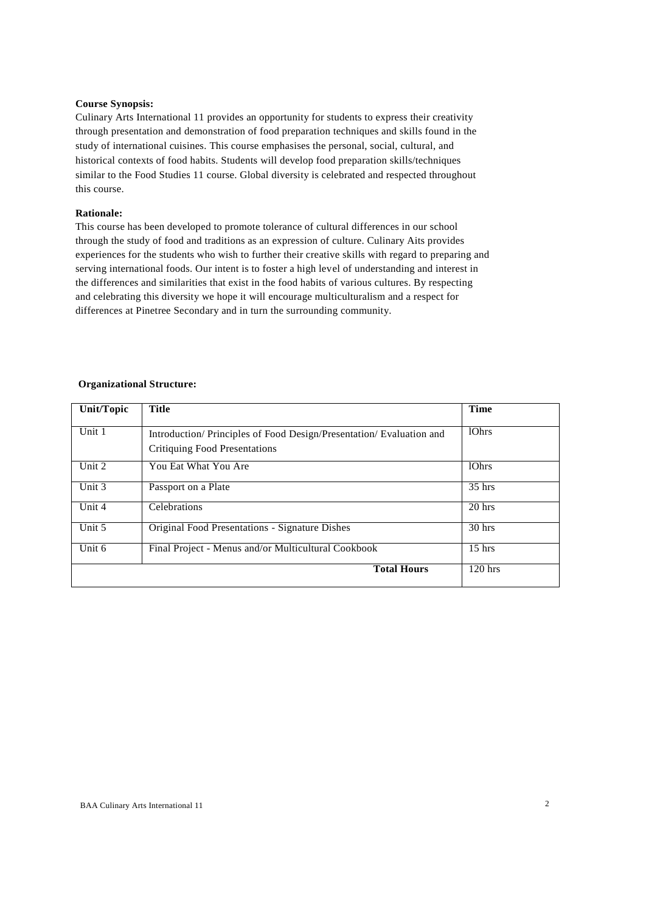**Course Synopsis:**

Culinary Arts International 11 provides an opportunity for students to express their creativity through presentation and demonstration of food preparation techniques and skills found in the study of international cuisines. This course emphasises the personal, social, cultural, and historical contexts of food habits. Students will develop food preparation skills/techniques similar to the Food Studies 11 course. Global diversity is celebrated and respected throughout this course.

**Rationale:**

This course has been developed to promote tolerance of cultural differences in our school through the study of food and traditions as an expression of culture. Culinary Aits provides experiences for the students who wish to further their creative skills with regard to preparing and serving international foods. Our intent is to foster a high level of understanding and interest in the differences and similarities that exist in the food habits of various cultures. By respecting and celebrating this diversity we hope it will encourage multiculturalism and a respect for differences at Pinetree Secondary and in turn the surrounding community.

**Organizational Structure:**

| Unit/Topic | Title | Time |
|---|---|---|
| Unit 1 | Introduction/ Principles of Food Design/Presentation/ Evaluation and Critiquing Food Presentations | lOhrs |
| Unit 2 | You Eat What You Are | lOhrs |
| Unit 3 | Passport on a Plate | 35 hrs |
| Unit 4 | Celebrations | 20 hrs |
| Unit 5 | Original Food Presentations - Signature Dishes | 30 hrs |
| Unit 6 | Final Project - Menus and/or Multicultural Cookbook | 15 hrs |
| | **Total Hours** | 120 hrs |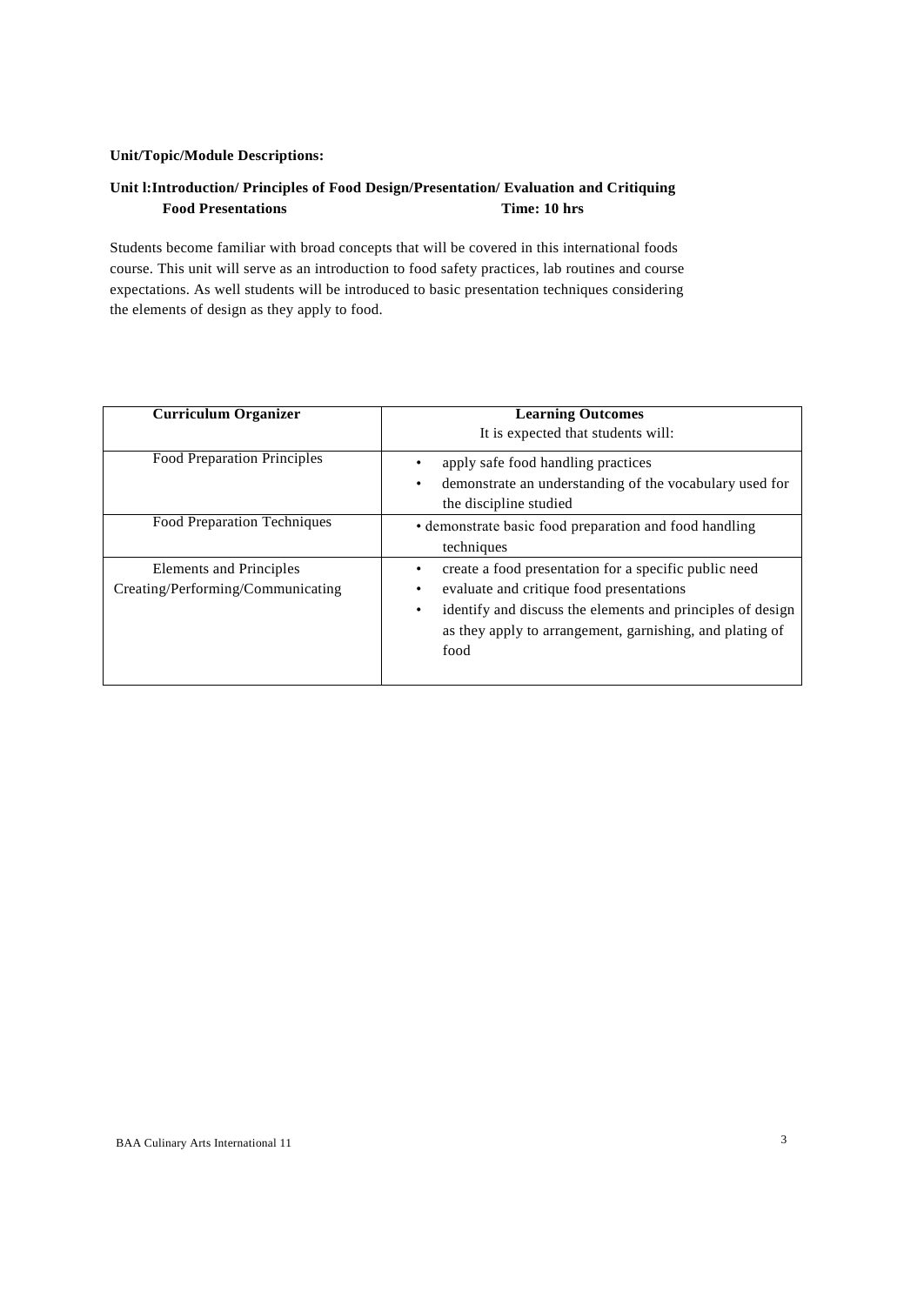**Unit/Topic/Module Descriptions:**

**Unit l:Introduction/ Principles of Food Design/Presentation/ Evaluation and Critiquing Food Presentations** **Time: 10 hrs**

Students become familiar with broad concepts that will be covered in this international foods course. This unit will serve as an introduction to food safety practices, lab routines and course expectations. As well students will be introduced to basic presentation techniques considering the elements of design as they apply to food.

| **Curriculum Organizer** | **Learning Outcomes**<br>It is expected that students will: |
|---|---|
| Food Preparation Principles | • apply safe food handling practices<br>• demonstrate an understanding of the vocabulary used for the discipline studied |
| Food Preparation Techniques | • demonstrate basic food preparation and food handling techniques |
| Elements and Principles<br>Creating/Performing/Communicating | • create a food presentation for a specific public need<br>• evaluate and critique food presentations<br>• identify and discuss the elements and principles of design as they apply to arrangement, garnishing, and plating of food |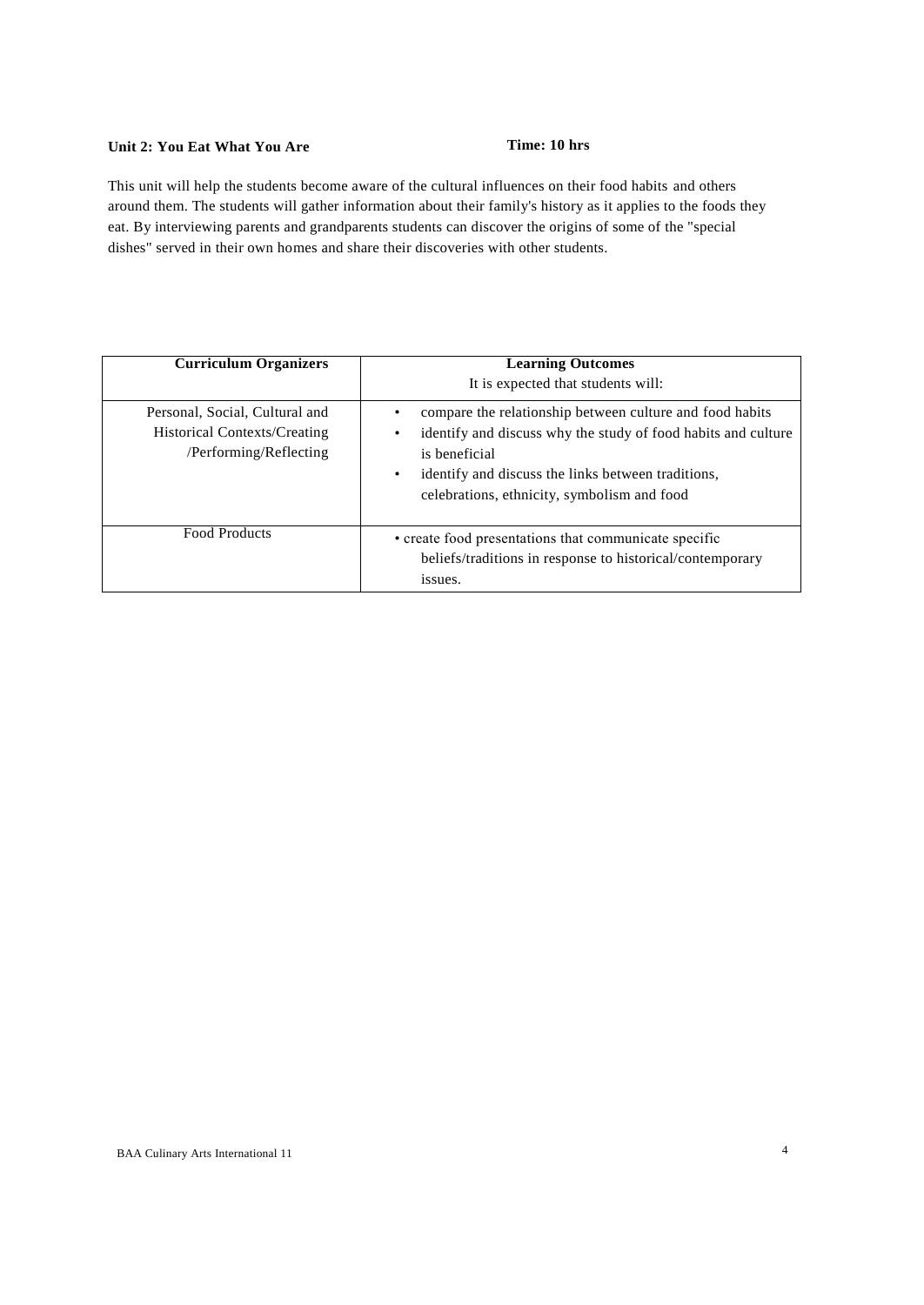**Unit 2: You Eat What You Are** **Time: 10 hrs**

This unit will help the students become aware of the cultural influences on their food habits and others around them. The students will gather information about their family's history as it applies to the foods they eat. By interviewing parents and grandparents students can discover the origins of some of the "special dishes" served in their own homes and share their discoveries with other students.

| **Curriculum Organizers** | **Learning Outcomes**<br>It is expected that students will: |
|---|---|
| Personal, Social, Cultural and Historical Contexts/Creating /Performing/Reflecting | • compare the relationship between culture and food habits<br>• identify and discuss why the study of food habits and culture is beneficial<br>• identify and discuss the links between traditions, celebrations, ethnicity, symbolism and food |
| Food Products | • create food presentations that communicate specific beliefs/traditions in response to historical/contemporary issues. |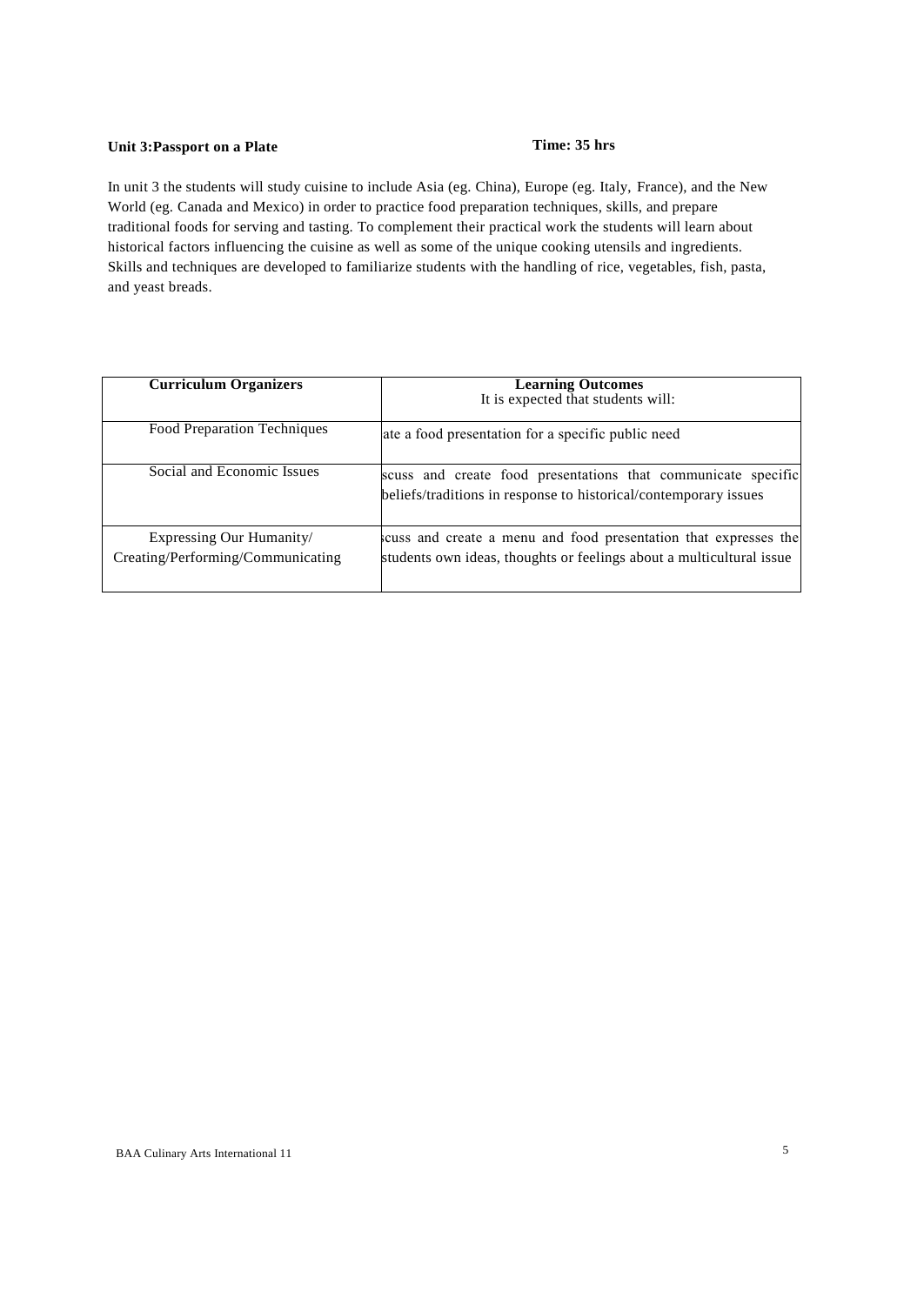**Unit 3:Passport on a Plate** **Time: 35 hrs**

In unit 3 the students will study cuisine to include Asia (eg. China), Europe (eg. Italy, France), and the New World (eg. Canada and Mexico) in order to practice food preparation techniques, skills, and prepare traditional foods for serving and tasting. To complement their practical work the students will learn about historical factors influencing the cuisine as well as some of the unique cooking utensils and ingredients. Skills and techniques are developed to familiarize students with the handling of rice, vegetables, fish, pasta, and yeast breads.

| **Curriculum Organizers** | **Learning Outcomes**<br>It is expected that students will: |
|---|---|
| Food Preparation Techniques | ate a food presentation for a specific public need |
| Social and Economic Issues | scuss and create food presentations that communicate specific beliefs/traditions in response to historical/contemporary issues |
| Expressing Our Humanity/ Creating/Performing/Communicating | scuss and create a menu and food presentation that expresses the students own ideas, thoughts or feelings about a multicultural issue |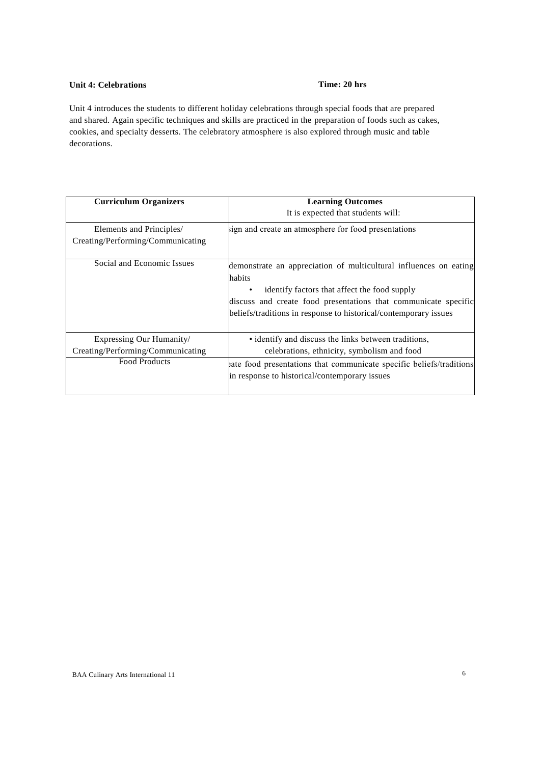**Unit 4: Celebrations** **Time: 20 hrs**

Unit 4 introduces the students to different holiday celebrations through special foods that are prepared and shared. Again specific techniques and skills are practiced in the preparation of foods such as cakes, cookies, and specialty desserts. The celebratory atmosphere is also explored through music and table decorations.

| **Curriculum Organizers** | **Learning Outcomes**<br>It is expected that students will: |
|---|---|
| Elements and Principles/<br>Creating/Performing/Communicating | sign and create an atmosphere for food presentations |
| Social and Economic Issues | demonstrate an appreciation of multicultural influences on eating habits<br>• identify factors that affect the food supply<br>discuss and create food presentations that communicate specific beliefs/traditions in response to historical/contemporary issues |
| Expressing Our Humanity/<br>Creating/Performing/Communicating | • identify and discuss the links between traditions, celebrations, ethnicity, symbolism and food |
| Food Products | eate food presentations that communicate specific beliefs/traditions in response to historical/contemporary issues |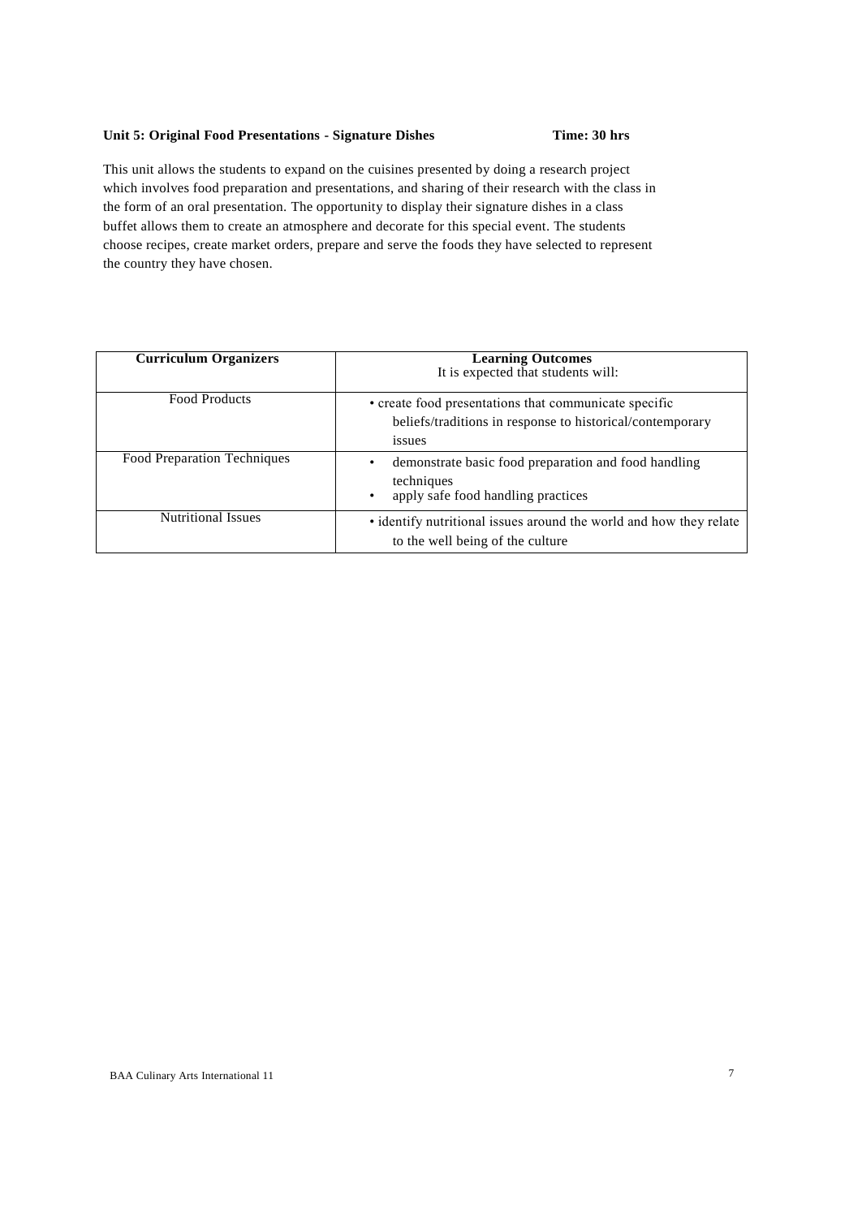**Unit 5: Original Food Presentations - Signature Dishes Time: 30 hrs**

This unit allows the students to expand on the cuisines presented by doing a research project which involves food preparation and presentations, and sharing of their research with the class in the form of an oral presentation. The opportunity to display their signature dishes in a class buffet allows them to create an atmosphere and decorate for this special event. The students choose recipes, create market orders, prepare and serve the foods they have selected to represent the country they have chosen.

| **Curriculum Organizers** | **Learning Outcomes**<br>It is expected that students will: |
|---|---|
| Food Products | • create food presentations that communicate specific beliefs/traditions in response to historical/contemporary issues |
| Food Preparation Techniques | • demonstrate basic food preparation and food handling techniques<br>• apply safe food handling practices |
| Nutritional Issues | • identify nutritional issues around the world and how they relate to the well being of the culture |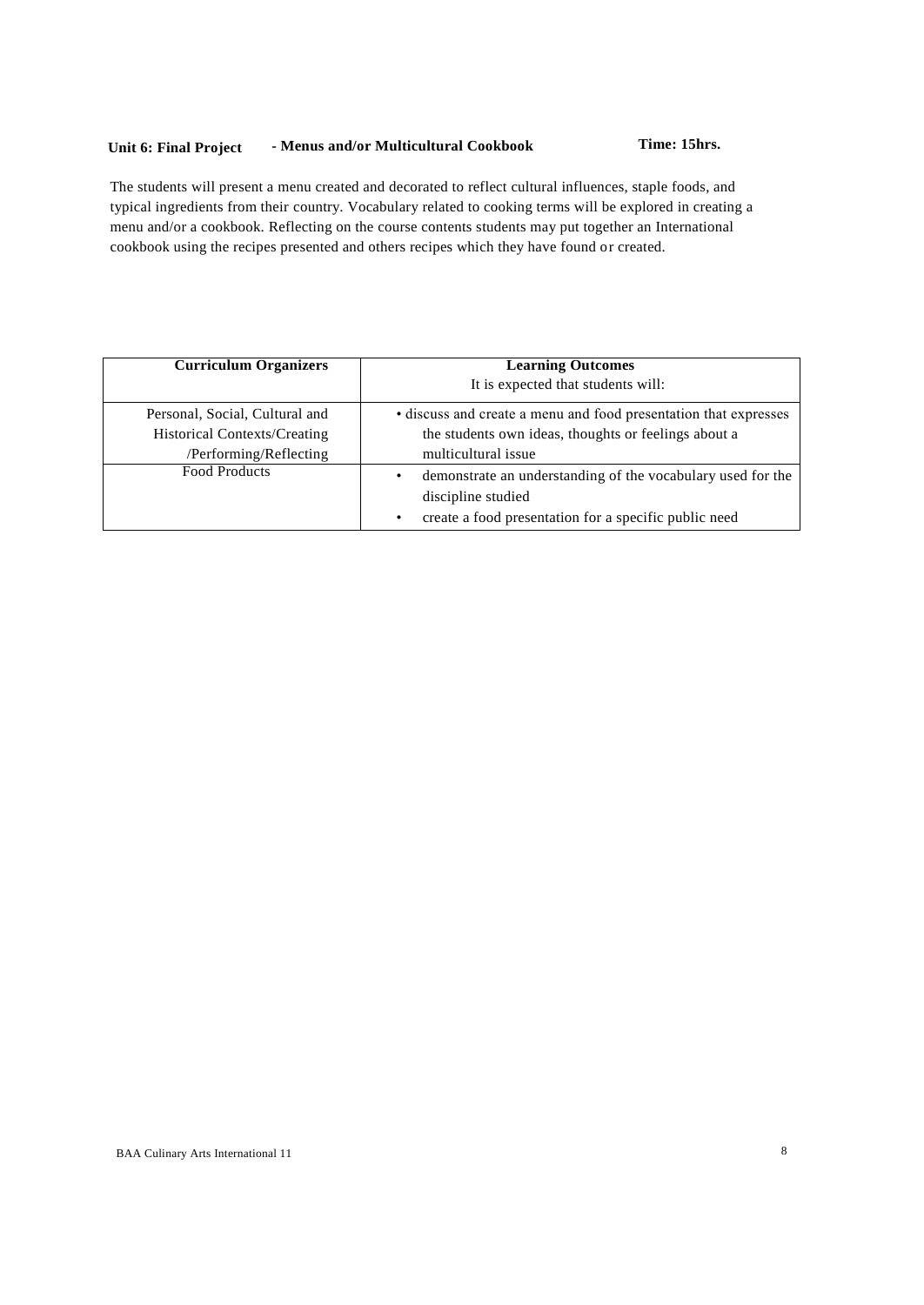**Unit 6: Final Project - Menus and/or Multicultural Cookbook Time: 15hrs.**

The students will present a menu created and decorated to reflect cultural influences, staple foods, and typical ingredients from their country. Vocabulary related to cooking terms will be explored in creating a menu and/or a cookbook. Reflecting on the course contents students may put together an International cookbook using the recipes presented and others recipes which they have found or created.

| **Curriculum Organizers** | **Learning Outcomes**<br>It is expected that students will: |
|---|---|
| Personal, Social, Cultural and Historical Contexts/Creating /Performing/Reflecting | • discuss and create a menu and food presentation that expresses the students own ideas, thoughts or feelings about a multicultural issue |
| Food Products | • demonstrate an understanding of the vocabulary used for the discipline studied<br>• create a food presentation for a specific public need |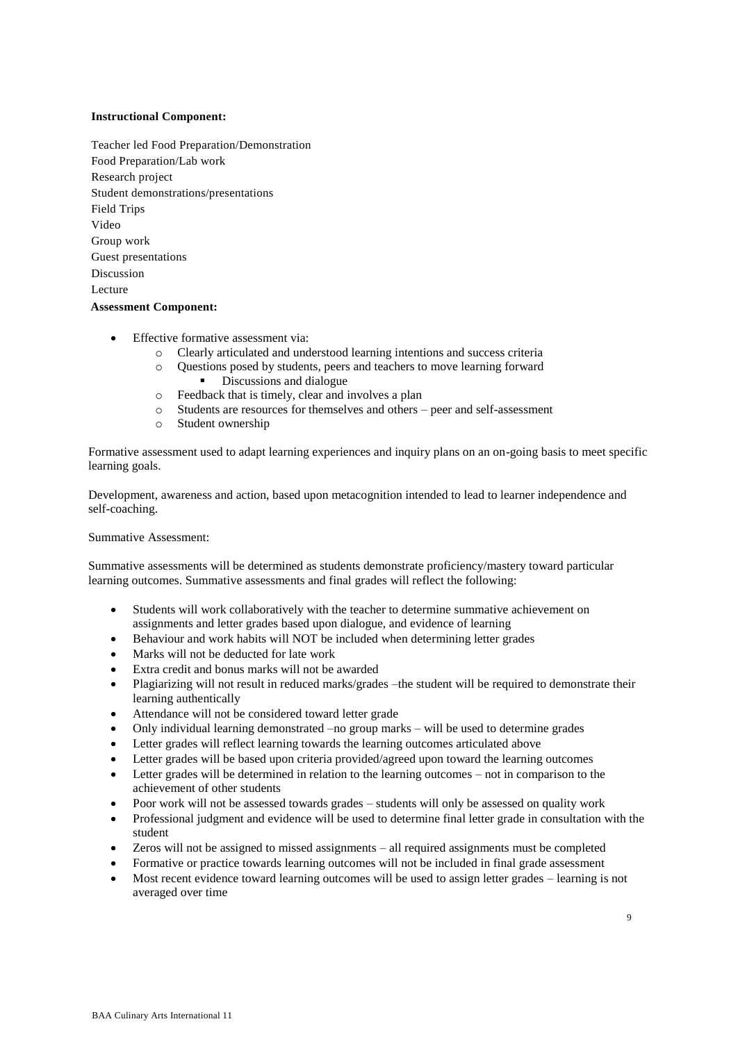**Instructional Component:**

Teacher led Food Preparation/Demonstration
Food Preparation/Lab work
Research project
Student demonstrations/presentations
Field Trips
Video
Group work
Guest presentations
Discussion
Lecture

**Assessment Component:**

- Effective formative assessment via:
    - Clearly articulated and understood learning intentions and success criteria
    - Questions posed by students, peers and teachers to move learning forward
        - Discussions and dialogue
    - Feedback that is timely, clear and involves a plan
    - Students are resources for themselves and others – peer and self-assessment
    - Student ownership

Formative assessment used to adapt learning experiences and inquiry plans on an on-going basis to meet specific learning goals.

Development, awareness and action, based upon metacognition intended to lead to learner independence and self-coaching.

Summative Assessment:

Summative assessments will be determined as students demonstrate proficiency/mastery toward particular learning outcomes. Summative assessments and final grades will reflect the following:

- Students will work collaboratively with the teacher to determine summative achievement on assignments and letter grades based upon dialogue, and evidence of learning
- Behaviour and work habits will NOT be included when determining letter grades
- Marks will not be deducted for late work
- Extra credit and bonus marks will not be awarded
- Plagiarizing will not result in reduced marks/grades –the student will be required to demonstrate their learning authentically
- Attendance will not be considered toward letter grade
- Only individual learning demonstrated –no group marks – will be used to determine grades
- Letter grades will reflect learning towards the learning outcomes articulated above
- Letter grades will be based upon criteria provided/agreed upon toward the learning outcomes
- Letter grades will be determined in relation to the learning outcomes – not in comparison to the achievement of other students
- Poor work will not be assessed towards grades – students will only be assessed on quality work
- Professional judgment and evidence will be used to determine final letter grade in consultation with the student
- Zeros will not be assigned to missed assignments – all required assignments must be completed
- Formative or practice towards learning outcomes will not be included in final grade assessment
- Most recent evidence toward learning outcomes will be used to assign letter grades – learning is not averaged over time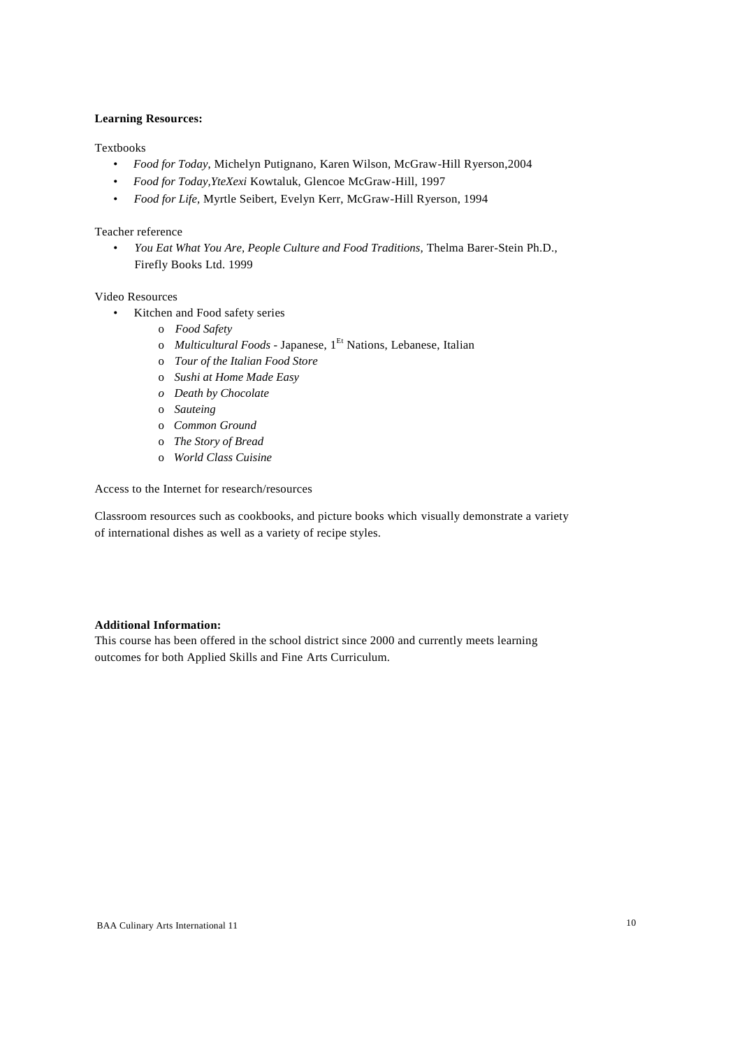**Learning Resources:**

Textbooks

- *Food for Today,* Michelyn Putignano, Karen Wilson, McGraw-Hill Ryerson,2004
- *Food for Today,YteXexi* Kowtaluk, Glencoe McGraw-Hill, 1997
- *Food for Life,* Myrtle Seibert, Evelyn Kerr, McGraw-Hill Ryerson, 1994

Teacher reference

- *You Eat What You Are, People Culture and Food Traditions,* Thelma Barer-Stein Ph.D., Firefly Books Ltd. 1999

Video Resources

- Kitchen and Food safety series
  - *Food Safety*
  - *Multicultural Foods* - Japanese, 1[Et] Nations, Lebanese, Italian
  - *Tour of the Italian Food Store*
  - *Sushi at Home Made Easy*
  - *Death by Chocolate*
  - *Sauteing*
  - *Common Ground*
  - *The Story of Bread*
  - *World Class Cuisine*

Access to the Internet for research/resources

Classroom resources such as cookbooks, and picture books which visually demonstrate a variety of international dishes as well as a variety of recipe styles.

**Additional Information:**

This course has been offered in the school district since 2000 and currently meets learning outcomes for both Applied Skills and Fine Arts Curriculum.